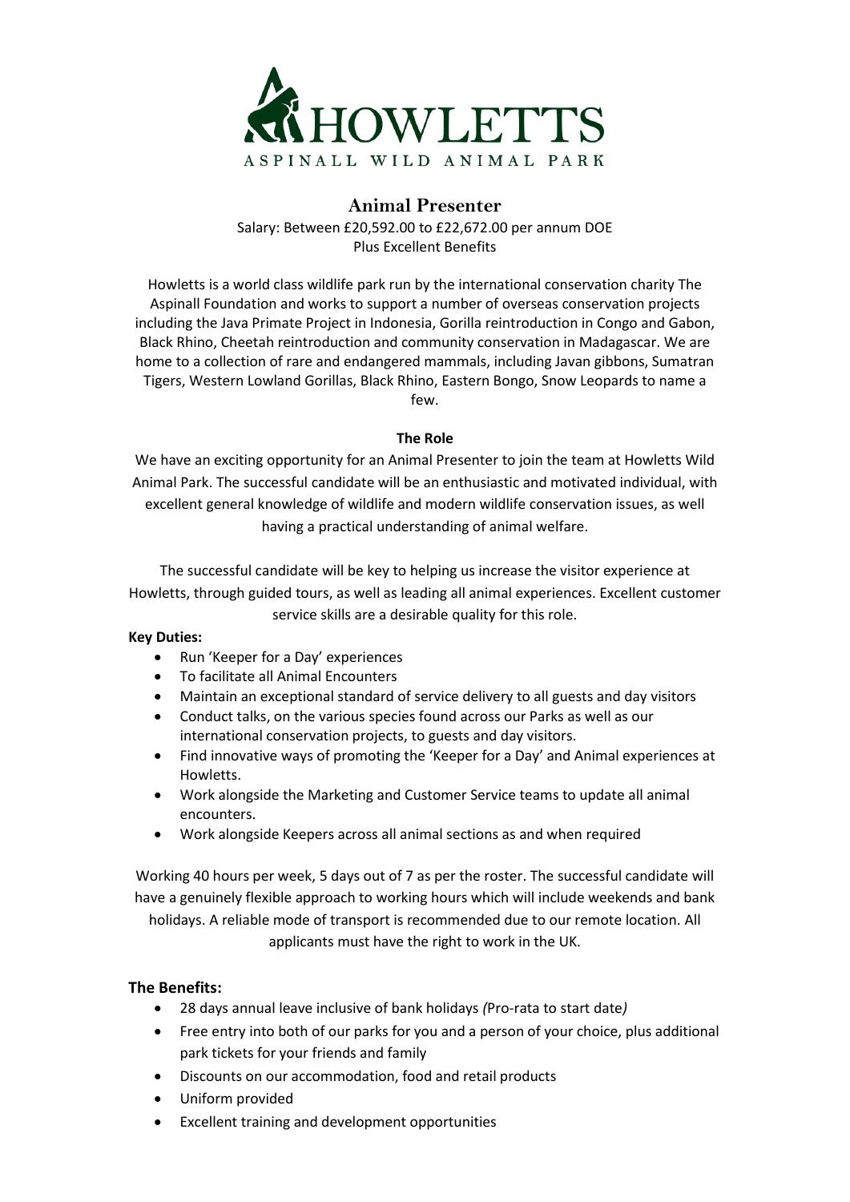# HOWLETTS

ASPINALL WILD ANIMAL PARK

## Animal Presenter

Salary: Between £20,592.00 to £22,672.00 per annum DOE
Plus Excellent Benefits

Howletts is a world class wildlife park run by the international conservation charity The Aspinall Foundation and works to support a number of overseas conservation projects including the Java Primate Project in Indonesia, Gorilla reintroduction in Congo and Gabon, Black Rhino, Cheetah reintroduction and community conservation in Madagascar. We are home to a collection of rare and endangered mammals, including Javan gibbons, Sumatran Tigers, Western Lowland Gorillas, Black Rhino, Eastern Bongo, Snow Leopards to name a few.

**The Role**

We have an exciting opportunity for an Animal Presenter to join the team at Howletts Wild Animal Park. The successful candidate will be an enthusiastic and motivated individual, with excellent general knowledge of wildlife and modern wildlife conservation issues, as well having a practical understanding of animal welfare.

The successful candidate will be key to helping us increase the visitor experience at Howletts, through guided tours, as well as leading all animal experiences. Excellent customer service skills are a desirable quality for this role.

**Key Duties:**

- Run 'Keeper for a Day' experiences
- To facilitate all Animal Encounters
- Maintain an exceptional standard of service delivery to all guests and day visitors
- Conduct talks, on the various species found across our Parks as well as our international conservation projects, to guests and day visitors.
- Find innovative ways of promoting the 'Keeper for a Day' and Animal experiences at Howletts.
- Work alongside the Marketing and Customer Service teams to update all animal encounters.
- Work alongside Keepers across all animal sections as and when required

Working 40 hours per week, 5 days out of 7 as per the roster. The successful candidate will have a genuinely flexible approach to working hours which will include weekends and bank holidays. A reliable mode of transport is recommended due to our remote location. All applicants must have the right to work in the UK.

### The Benefits:

- 28 days annual leave inclusive of bank holidays *(*Pro-rata to start date*)*
- Free entry into both of our parks for you and a person of your choice, plus additional park tickets for your friends and family
- Discounts on our accommodation, food and retail products
- Uniform provided
- Excellent training and development opportunities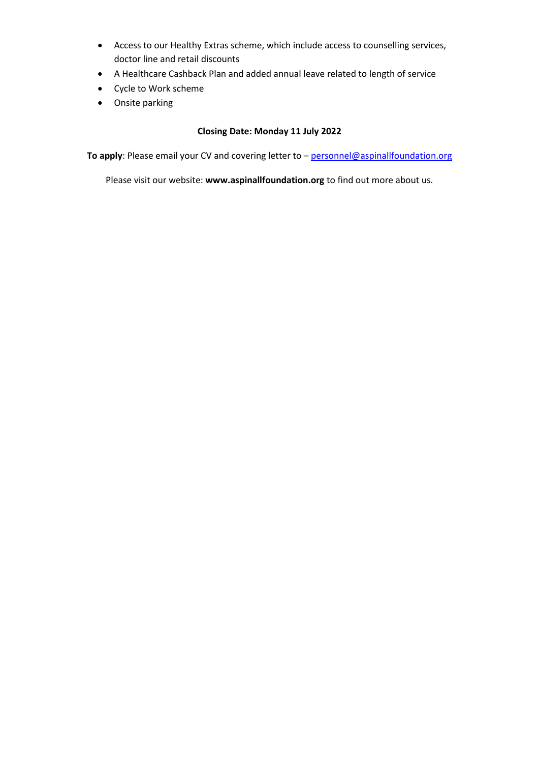- Access to our Healthy Extras scheme, which include access to counselling services, doctor line and retail discounts
- A Healthcare Cashback Plan and added annual leave related to length of service
- Cycle to Work scheme
- Onsite parking

**Closing Date: Monday 11 July 2022**

**To apply**: Please email your CV and covering letter to – personnel@aspinallfoundation.org

Please visit our website: **www.aspinallfoundation.org** to find out more about us.